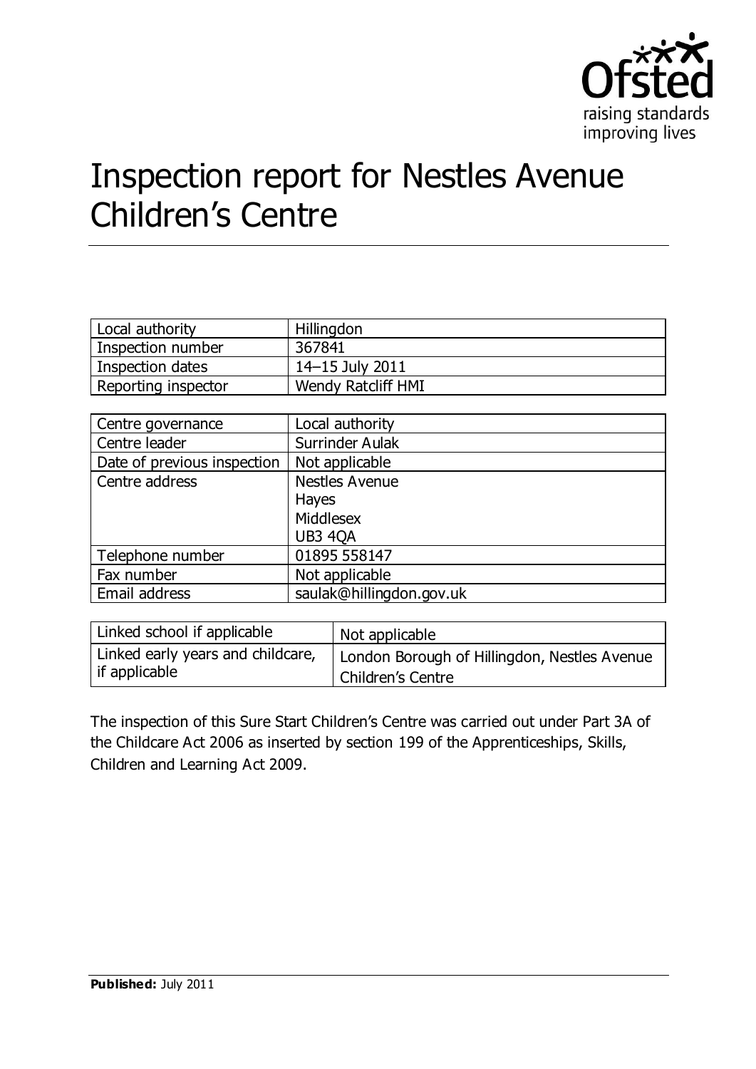Ofsted
raising standards
improving lives

# Inspection report for Nestles Avenue Children's Centre

| Local authority | Hillingdon |
|---|---|
| Inspection number | 367841 |
| Inspection dates | 14–15 July 2011 |
| Reporting inspector | Wendy Ratcliff HMI |

| Centre governance | Local authority |
|---|---|
| Centre leader | Surrinder Aulak |
| Date of previous inspection | Not applicable |
| Centre address | Nestles Avenue<br>Hayes<br>Middlesex<br>UB3 4QA |
| Telephone number | 01895 558147 |
| Fax number | Not applicable |
| Email address | saulak@hillingdon.gov.uk |

| Linked school if applicable | Not applicable |
|---|---|
| Linked early years and childcare, if applicable | London Borough of Hillingdon, Nestles Avenue Children's Centre |

The inspection of this Sure Start Children's Centre was carried out under Part 3A of the Childcare Act 2006 as inserted by section 199 of the Apprenticeships, Skills, Children and Learning Act 2009.

**Published:** July 2011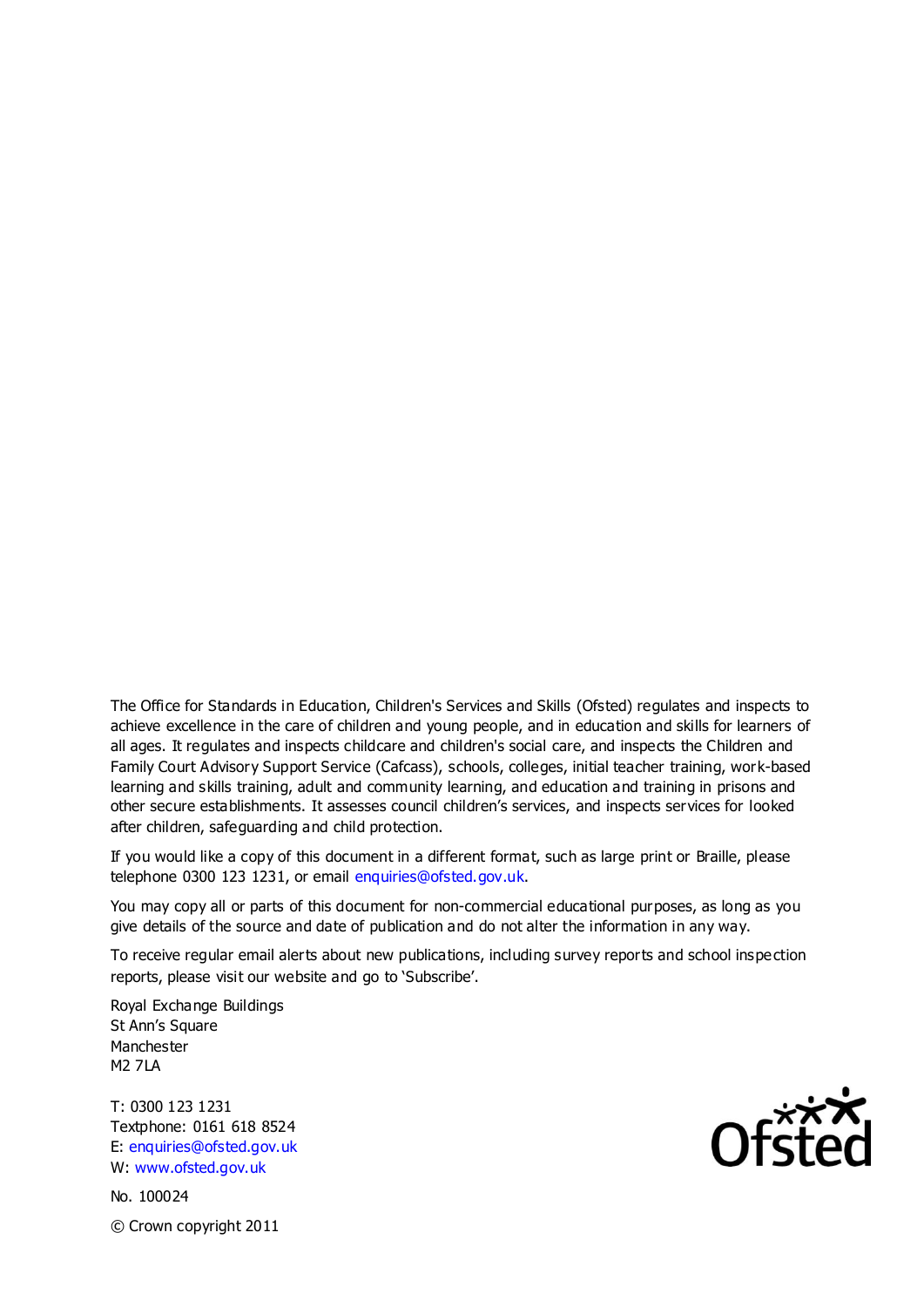The Office for Standards in Education, Children's Services and Skills (Ofsted) regulates and inspects to achieve excellence in the care of children and young people, and in education and skills for learners of all ages. It regulates and inspects childcare and children's social care, and inspects the Children and Family Court Advisory Support Service (Cafcass), schools, colleges, initial teacher training, work-based learning and skills training, adult and community learning, and education and training in prisons and other secure establishments. It assesses council children's services, and inspects services for looked after children, safeguarding and child protection.

If you would like a copy of this document in a different format, such as large print or Braille, please telephone 0300 123 1231, or email enquiries@ofsted.gov.uk.

You may copy all or parts of this document for non-commercial educational purposes, as long as you give details of the source and date of publication and do not alter the information in any way.

To receive regular email alerts about new publications, including survey reports and school inspection reports, please visit our website and go to 'Subscribe'.

Royal Exchange Buildings
St Ann's Square
Manchester
M2 7LA

T: 0300 123 1231
Textphone: 0161 618 8524
E: enquiries@ofsted.gov.uk
W: www.ofsted.gov.uk

No. 100024

© Crown copyright 2011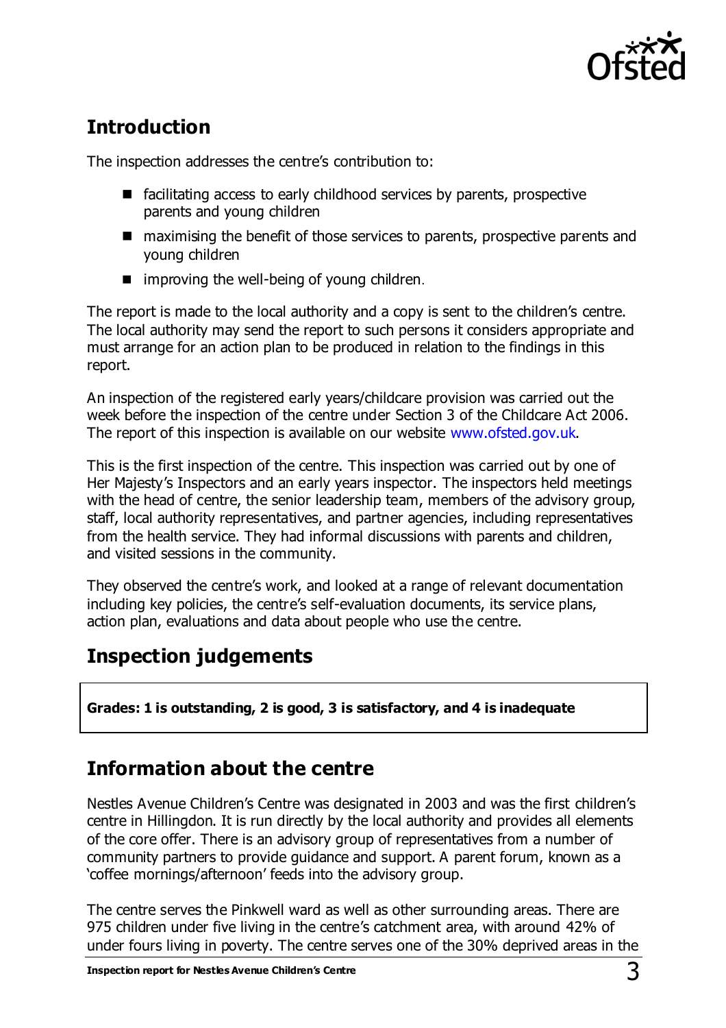## Introduction

The inspection addresses the centre's contribution to:

- facilitating access to early childhood services by parents, prospective parents and young children
- maximising the benefit of those services to parents, prospective parents and young children
- improving the well-being of young children.

The report is made to the local authority and a copy is sent to the children's centre. The local authority may send the report to such persons it considers appropriate and must arrange for an action plan to be produced in relation to the findings in this report.

An inspection of the registered early years/childcare provision was carried out the week before the inspection of the centre under Section 3 of the Childcare Act 2006. The report of this inspection is available on our website www.ofsted.gov.uk.

This is the first inspection of the centre. This inspection was carried out by one of Her Majesty's Inspectors and an early years inspector. The inspectors held meetings with the head of centre, the senior leadership team, members of the advisory group, staff, local authority representatives, and partner agencies, including representatives from the health service. They had informal discussions with parents and children, and visited sessions in the community.

They observed the centre's work, and looked at a range of relevant documentation including key policies, the centre's self-evaluation documents, its service plans, action plan, evaluations and data about people who use the centre.

## Inspection judgements

**Grades: 1 is outstanding, 2 is good, 3 is satisfactory, and 4 is inadequate**

## Information about the centre

Nestles Avenue Children's Centre was designated in 2003 and was the first children's centre in Hillingdon. It is run directly by the local authority and provides all elements of the core offer. There is an advisory group of representatives from a number of community partners to provide guidance and support. A parent forum, known as a 'coffee mornings/afternoon' feeds into the advisory group.

The centre serves the Pinkwell ward as well as other surrounding areas. There are 975 children under five living in the centre's catchment area, with around 42% of under fours living in poverty. The centre serves one of the 30% deprived areas in the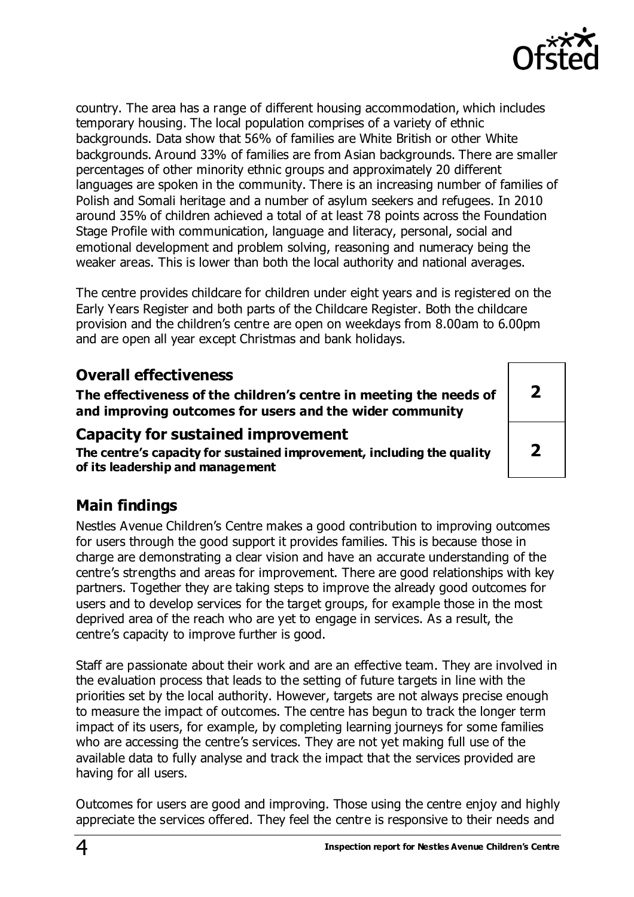country. The area has a range of different housing accommodation, which includes temporary housing. The local population comprises of a variety of ethnic backgrounds. Data show that 56% of families are White British or other White backgrounds. Around 33% of families are from Asian backgrounds. There are smaller percentages of other minority ethnic groups and approximately 20 different languages are spoken in the community. There is an increasing number of families of Polish and Somali heritage and a number of asylum seekers and refugees. In 2010 around 35% of children achieved a total of at least 78 points across the Foundation Stage Profile with communication, language and literacy, personal, social and emotional development and problem solving, reasoning and numeracy being the weaker areas. This is lower than both the local authority and national averages.

The centre provides childcare for children under eight years and is registered on the Early Years Register and both parts of the Childcare Register. Both the childcare provision and the children's centre are open on weekdays from 8.00am to 6.00pm and are open all year except Christmas and bank holidays.

## Overall effectiveness

| **The effectiveness of the children's centre in meeting the needs of and improving outcomes for users and the wider community** | **2** |
|---|---|

## Capacity for sustained improvement

| **The centre's capacity for sustained improvement, including the quality of its leadership and management** | **2** |
|---|---|

## Main findings

Nestles Avenue Children's Centre makes a good contribution to improving outcomes for users through the good support it provides families. This is because those in charge are demonstrating a clear vision and have an accurate understanding of the centre's strengths and areas for improvement. There are good relationships with key partners. Together they are taking steps to improve the already good outcomes for users and to develop services for the target groups, for example those in the most deprived area of the reach who are yet to engage in services. As a result, the centre's capacity to improve further is good.

Staff are passionate about their work and are an effective team. They are involved in the evaluation process that leads to the setting of future targets in line with the priorities set by the local authority. However, targets are not always precise enough to measure the impact of outcomes. The centre has begun to track the longer term impact of its users, for example, by completing learning journeys for some families who are accessing the centre's services. They are not yet making full use of the available data to fully analyse and track the impact that the services provided are having for all users.

Outcomes for users are good and improving. Those using the centre enjoy and highly appreciate the services offered. They feel the centre is responsive to their needs and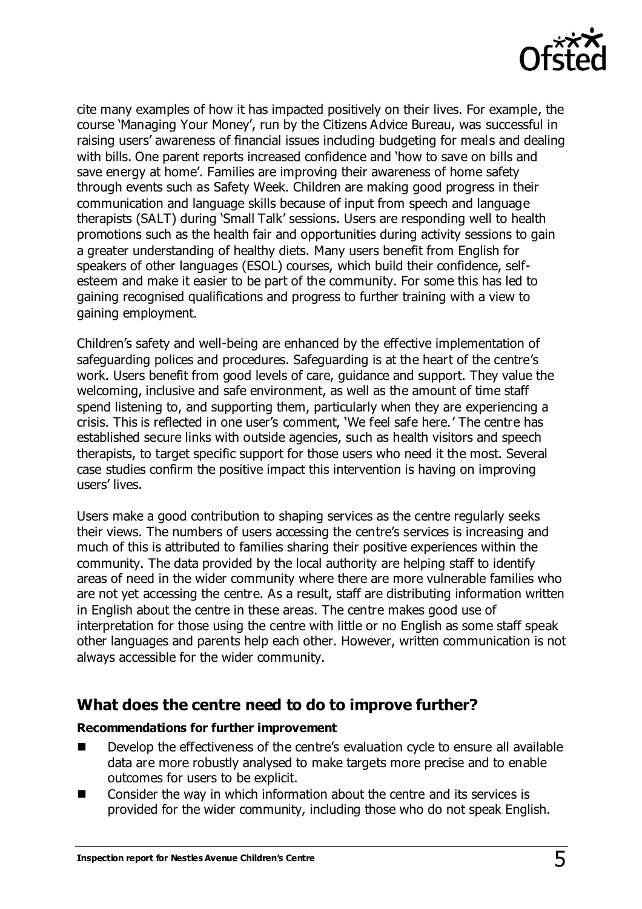cite many examples of how it has impacted positively on their lives. For example, the course 'Managing Your Money', run by the Citizens Advice Bureau, was successful in raising users' awareness of financial issues including budgeting for meals and dealing with bills. One parent reports increased confidence and 'how to save on bills and save energy at home'. Families are improving their awareness of home safety through events such as Safety Week. Children are making good progress in their communication and language skills because of input from speech and language therapists (SALT) during 'Small Talk' sessions. Users are responding well to health promotions such as the health fair and opportunities during activity sessions to gain a greater understanding of healthy diets. Many users benefit from English for speakers of other languages (ESOL) courses, which build their confidence, self-esteem and make it easier to be part of the community. For some this has led to gaining recognised qualifications and progress to further training with a view to gaining employment.

Children's safety and well-being are enhanced by the effective implementation of safeguarding polices and procedures. Safeguarding is at the heart of the centre's work. Users benefit from good levels of care, guidance and support. They value the welcoming, inclusive and safe environment, as well as the amount of time staff spend listening to, and supporting them, particularly when they are experiencing a crisis. This is reflected in one user's comment, 'We feel safe here.' The centre has established secure links with outside agencies, such as health visitors and speech therapists, to target specific support for those users who need it the most. Several case studies confirm the positive impact this intervention is having on improving users' lives.

Users make a good contribution to shaping services as the centre regularly seeks their views. The numbers of users accessing the centre's services is increasing and much of this is attributed to families sharing their positive experiences within the community. The data provided by the local authority are helping staff to identify areas of need in the wider community where there are more vulnerable families who are not yet accessing the centre. As a result, staff are distributing information written in English about the centre in these areas. The centre makes good use of interpretation for those using the centre with little or no English as some staff speak other languages and parents help each other. However, written communication is not always accessible for the wider community.

## What does the centre need to do to improve further?

**Recommendations for further improvement**

- Develop the effectiveness of the centre's evaluation cycle to ensure all available data are more robustly analysed to make targets more precise and to enable outcomes for users to be explicit.
- Consider the way in which information about the centre and its services is provided for the wider community, including those who do not speak English.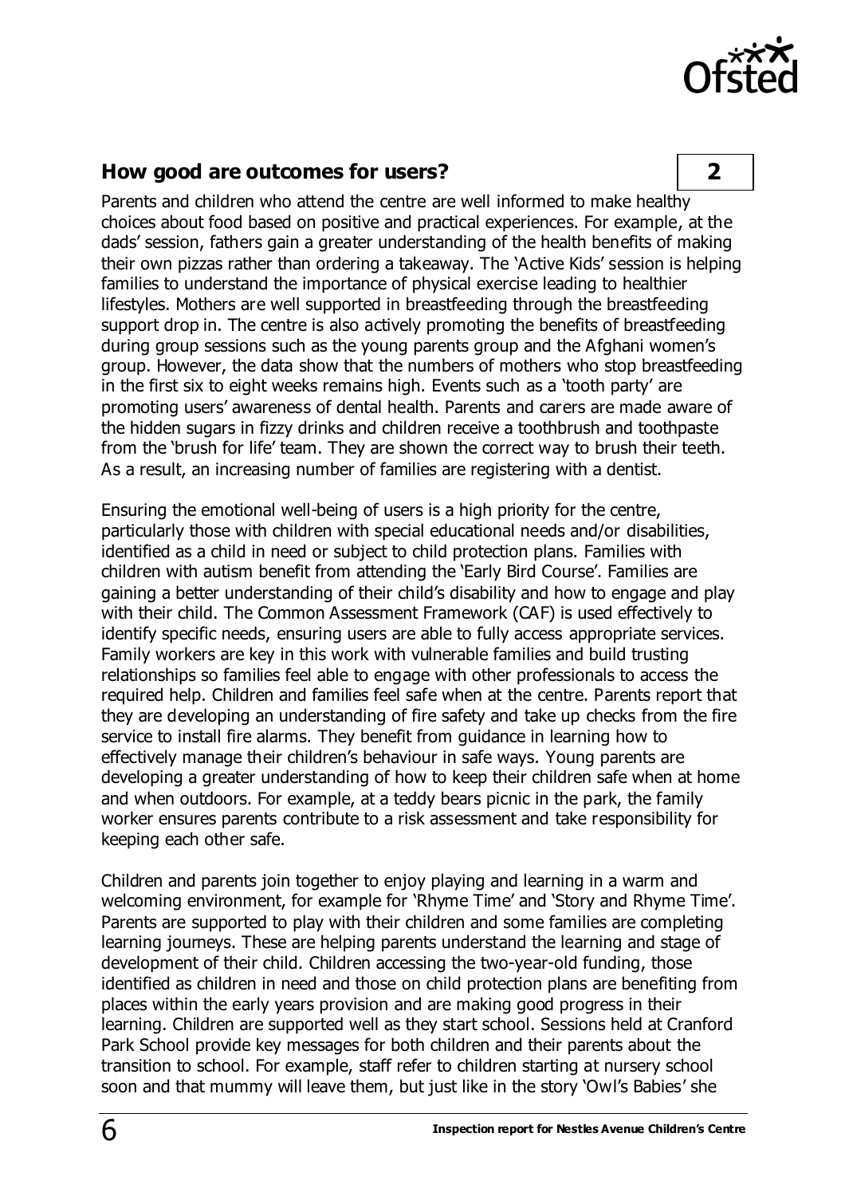## How good are outcomes for users? **2**

Parents and children who attend the centre are well informed to make healthy choices about food based on positive and practical experiences. For example, at the dads' session, fathers gain a greater understanding of the health benefits of making their own pizzas rather than ordering a takeaway. The 'Active Kids' session is helping families to understand the importance of physical exercise leading to healthier lifestyles. Mothers are well supported in breastfeeding through the breastfeeding support drop in. The centre is also actively promoting the benefits of breastfeeding during group sessions such as the young parents group and the Afghani women's group. However, the data show that the numbers of mothers who stop breastfeeding in the first six to eight weeks remains high. Events such as a 'tooth party' are promoting users' awareness of dental health. Parents and carers are made aware of the hidden sugars in fizzy drinks and children receive a toothbrush and toothpaste from the 'brush for life' team. They are shown the correct way to brush their teeth. As a result, an increasing number of families are registering with a dentist.

Ensuring the emotional well-being of users is a high priority for the centre, particularly those with children with special educational needs and/or disabilities, identified as a child in need or subject to child protection plans. Families with children with autism benefit from attending the 'Early Bird Course'. Families are gaining a better understanding of their child's disability and how to engage and play with their child. The Common Assessment Framework (CAF) is used effectively to identify specific needs, ensuring users are able to fully access appropriate services. Family workers are key in this work with vulnerable families and build trusting relationships so families feel able to engage with other professionals to access the required help. Children and families feel safe when at the centre. Parents report that they are developing an understanding of fire safety and take up checks from the fire service to install fire alarms. They benefit from guidance in learning how to effectively manage their children's behaviour in safe ways. Young parents are developing a greater understanding of how to keep their children safe when at home and when outdoors. For example, at a teddy bears picnic in the park, the family worker ensures parents contribute to a risk assessment and take responsibility for keeping each other safe.

Children and parents join together to enjoy playing and learning in a warm and welcoming environment, for example for 'Rhyme Time' and 'Story and Rhyme Time'. Parents are supported to play with their children and some families are completing learning journeys. These are helping parents understand the learning and stage of development of their child. Children accessing the two-year-old funding, those identified as children in need and those on child protection plans are benefiting from places within the early years provision and are making good progress in their learning. Children are supported well as they start school. Sessions held at Cranford Park School provide key messages for both children and their parents about the transition to school. For example, staff refer to children starting at nursery school soon and that mummy will leave them, but just like in the story 'Owl's Babies' she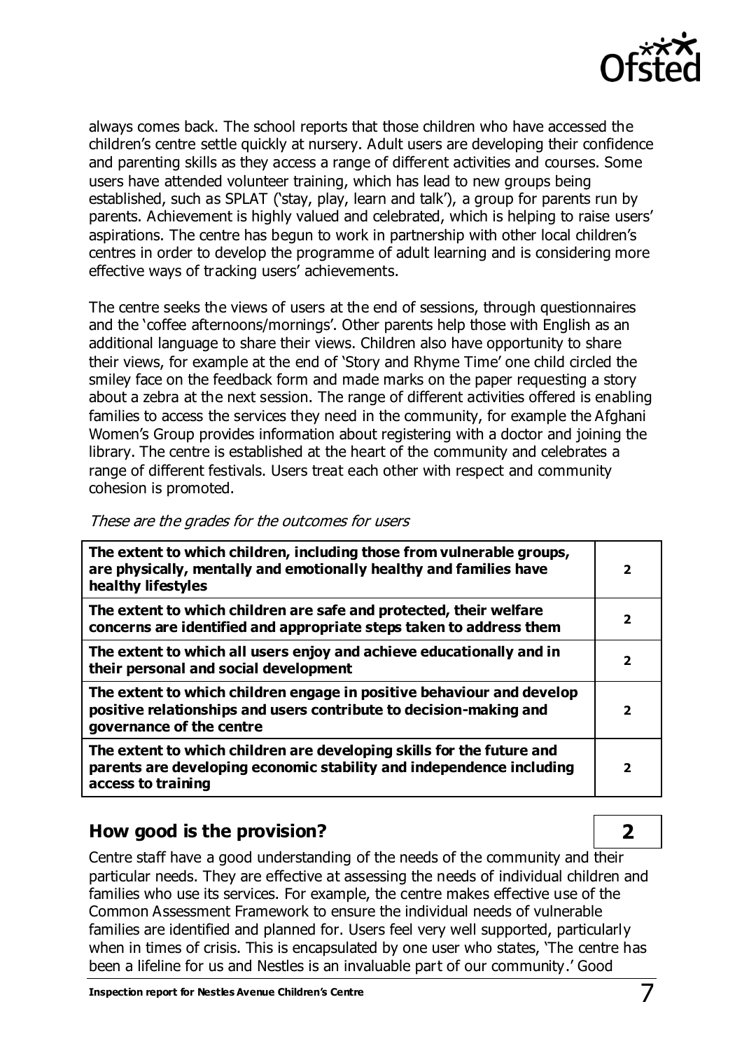always comes back. The school reports that those children who have accessed the children's centre settle quickly at nursery. Adult users are developing their confidence and parenting skills as they access a range of different activities and courses. Some users have attended volunteer training, which has lead to new groups being established, such as SPLAT ('stay, play, learn and talk'), a group for parents run by parents. Achievement is highly valued and celebrated, which is helping to raise users' aspirations. The centre has begun to work in partnership with other local children's centres in order to develop the programme of adult learning and is considering more effective ways of tracking users' achievements.

The centre seeks the views of users at the end of sessions, through questionnaires and the 'coffee afternoons/mornings'. Other parents help those with English as an additional language to share their views. Children also have opportunity to share their views, for example at the end of 'Story and Rhyme Time' one child circled the smiley face on the feedback form and made marks on the paper requesting a story about a zebra at the next session. The range of different activities offered is enabling families to access the services they need in the community, for example the Afghani Women's Group provides information about registering with a doctor and joining the library. The centre is established at the heart of the community and celebrates a range of different festivals. Users treat each other with respect and community cohesion is promoted.

*These are the grades for the outcomes for users*

| | |
|---|---|
| **The extent to which children, including those from vulnerable groups, are physically, mentally and emotionally healthy and families have healthy lifestyles** | **2** |
| **The extent to which children are safe and protected, their welfare concerns are identified and appropriate steps taken to address them** | **2** |
| **The extent to which all users enjoy and achieve educationally and in their personal and social development** | **2** |
| **The extent to which children engage in positive behaviour and develop positive relationships and users contribute to decision-making and governance of the centre** | **2** |
| **The extent to which children are developing skills for the future and parents are developing economic stability and independence including access to training** | **2** |

## How good is the provision? **2**

Centre staff have a good understanding of the needs of the community and their particular needs. They are effective at assessing the needs of individual children and families who use its services. For example, the centre makes effective use of the Common Assessment Framework to ensure the individual needs of vulnerable families are identified and planned for. Users feel very well supported, particularly when in times of crisis. This is encapsulated by one user who states, 'The centre has been a lifeline for us and Nestles is an invaluable part of our community.' Good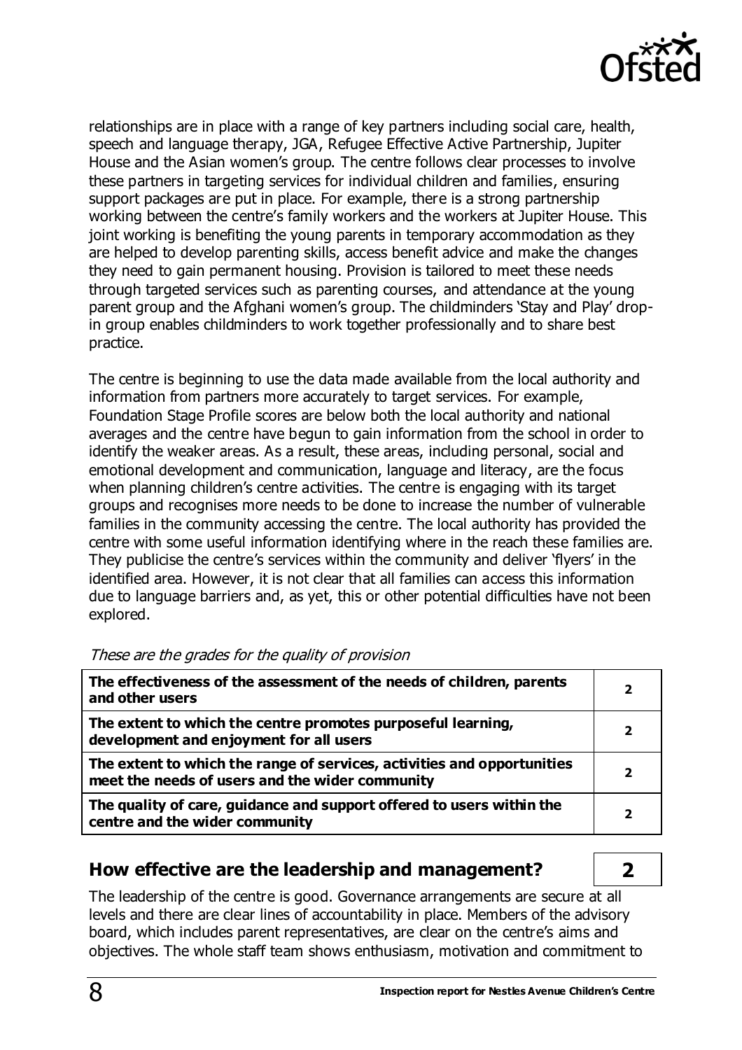relationships are in place with a range of key partners including social care, health, speech and language therapy, JGA, Refugee Effective Active Partnership, Jupiter House and the Asian women's group. The centre follows clear processes to involve these partners in targeting services for individual children and families, ensuring support packages are put in place. For example, there is a strong partnership working between the centre's family workers and the workers at Jupiter House. This joint working is benefiting the young parents in temporary accommodation as they are helped to develop parenting skills, access benefit advice and make the changes they need to gain permanent housing. Provision is tailored to meet these needs through targeted services such as parenting courses, and attendance at the young parent group and the Afghani women's group. The childminders 'Stay and Play' drop-in group enables childminders to work together professionally and to share best practice.

The centre is beginning to use the data made available from the local authority and information from partners more accurately to target services. For example, Foundation Stage Profile scores are below both the local authority and national averages and the centre have begun to gain information from the school in order to identify the weaker areas. As a result, these areas, including personal, social and emotional development and communication, language and literacy, are the focus when planning children's centre activities. The centre is engaging with its target groups and recognises more needs to be done to increase the number of vulnerable families in the community accessing the centre. The local authority has provided the centre with some useful information identifying where in the reach these families are. They publicise the centre's services within the community and deliver 'flyers' in the identified area. However, it is not clear that all families can access this information due to language barriers and, as yet, this or other potential difficulties have not been explored.

*These are the grades for the quality of provision*

| | |
|---|---|
| **The effectiveness of the assessment of the needs of children, parents and other users** | **2** |
| **The extent to which the centre promotes purposeful learning, development and enjoyment for all users** | **2** |
| **The extent to which the range of services, activities and opportunities meet the needs of users and the wider community** | **2** |
| **The quality of care, guidance and support offered to users within the centre and the wider community** | **2** |

## How effective are the leadership and management? **2**

The leadership of the centre is good. Governance arrangements are secure at all levels and there are clear lines of accountability in place. Members of the advisory board, which includes parent representatives, are clear on the centre's aims and objectives. The whole staff team shows enthusiasm, motivation and commitment to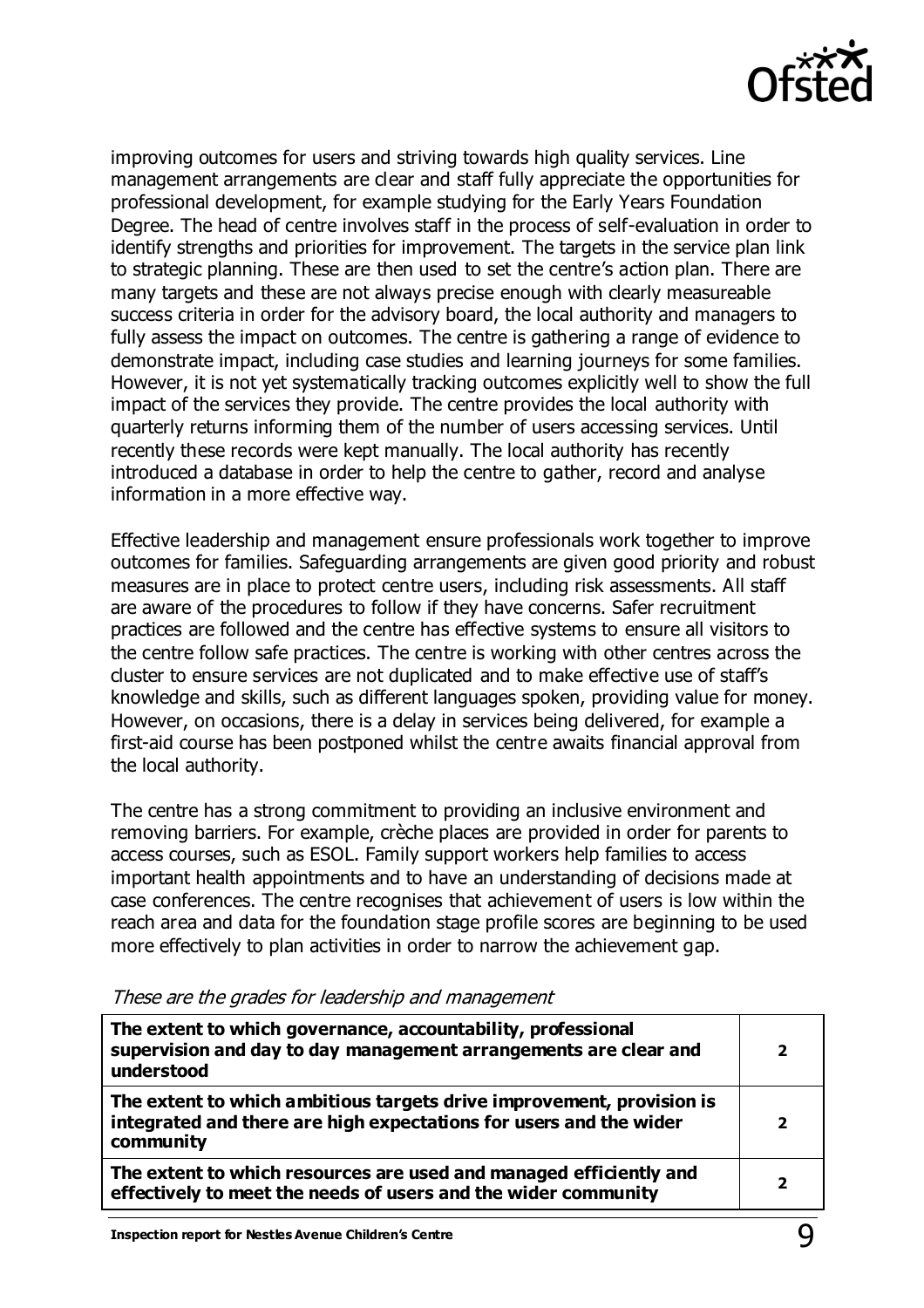improving outcomes for users and striving towards high quality services. Line management arrangements are clear and staff fully appreciate the opportunities for professional development, for example studying for the Early Years Foundation Degree. The head of centre involves staff in the process of self-evaluation in order to identify strengths and priorities for improvement. The targets in the service plan link to strategic planning. These are then used to set the centre's action plan. There are many targets and these are not always precise enough with clearly measureable success criteria in order for the advisory board, the local authority and managers to fully assess the impact on outcomes. The centre is gathering a range of evidence to demonstrate impact, including case studies and learning journeys for some families. However, it is not yet systematically tracking outcomes explicitly well to show the full impact of the services they provide. The centre provides the local authority with quarterly returns informing them of the number of users accessing services. Until recently these records were kept manually. The local authority has recently introduced a database in order to help the centre to gather, record and analyse information in a more effective way.

Effective leadership and management ensure professionals work together to improve outcomes for families. Safeguarding arrangements are given good priority and robust measures are in place to protect centre users, including risk assessments. All staff are aware of the procedures to follow if they have concerns. Safer recruitment practices are followed and the centre has effective systems to ensure all visitors to the centre follow safe practices. The centre is working with other centres across the cluster to ensure services are not duplicated and to make effective use of staff's knowledge and skills, such as different languages spoken, providing value for money. However, on occasions, there is a delay in services being delivered, for example a first-aid course has been postponed whilst the centre awaits financial approval from the local authority.

The centre has a strong commitment to providing an inclusive environment and removing barriers. For example, crèche places are provided in order for parents to access courses, such as ESOL. Family support workers help families to access important health appointments and to have an understanding of decisions made at case conferences. The centre recognises that achievement of users is low within the reach area and data for the foundation stage profile scores are beginning to be used more effectively to plan activities in order to narrow the achievement gap.

*These are the grades for leadership and management*

| | |
|---|---|
| **The extent to which governance, accountability, professional supervision and day to day management arrangements are clear and understood** | **2** |
| **The extent to which ambitious targets drive improvement, provision is integrated and there are high expectations for users and the wider community** | **2** |
| **The extent to which resources are used and managed efficiently and effectively to meet the needs of users and the wider community** | **2** |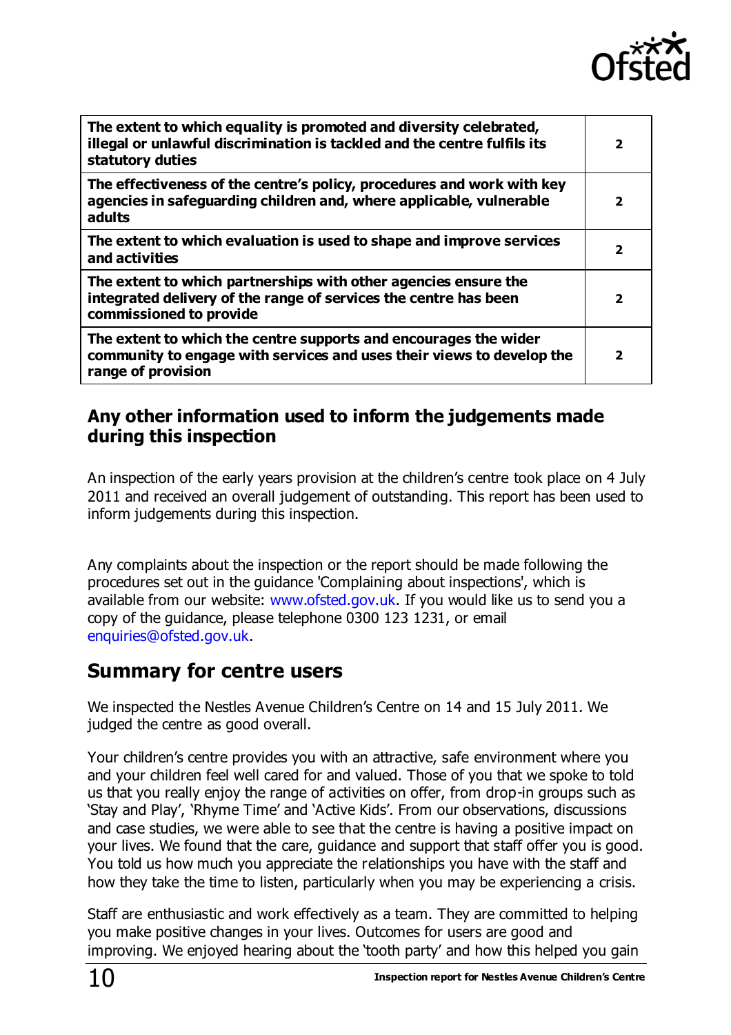| | |
|---|---|
| **The extent to which equality is promoted and diversity celebrated, illegal or unlawful discrimination is tackled and the centre fulfils its statutory duties** | **2** |
| **The effectiveness of the centre's policy, procedures and work with key agencies in safeguarding children and, where applicable, vulnerable adults** | **2** |
| **The extent to which evaluation is used to shape and improve services and activities** | **2** |
| **The extent to which partnerships with other agencies ensure the integrated delivery of the range of services the centre has been commissioned to provide** | **2** |
| **The extent to which the centre supports and encourages the wider community to engage with services and uses their views to develop the range of provision** | **2** |

## Any other information used to inform the judgements made during this inspection

An inspection of the early years provision at the children's centre took place on 4 July 2011 and received an overall judgement of outstanding. This report has been used to inform judgements during this inspection.

Any complaints about the inspection or the report should be made following the procedures set out in the guidance 'Complaining about inspections', which is available from our website: www.ofsted.gov.uk. If you would like us to send you a copy of the guidance, please telephone 0300 123 1231, or email enquiries@ofsted.gov.uk.

## Summary for centre users

We inspected the Nestles Avenue Children's Centre on 14 and 15 July 2011. We judged the centre as good overall.

Your children's centre provides you with an attractive, safe environment where you and your children feel well cared for and valued. Those of you that we spoke to told us that you really enjoy the range of activities on offer, from drop-in groups such as 'Stay and Play', 'Rhyme Time' and 'Active Kids'. From our observations, discussions and case studies, we were able to see that the centre is having a positive impact on your lives. We found that the care, guidance and support that staff offer you is good. You told us how much you appreciate the relationships you have with the staff and how they take the time to listen, particularly when you may be experiencing a crisis.

Staff are enthusiastic and work effectively as a team. They are committed to helping you make positive changes in your lives. Outcomes for users are good and improving. We enjoyed hearing about the 'tooth party' and how this helped you gain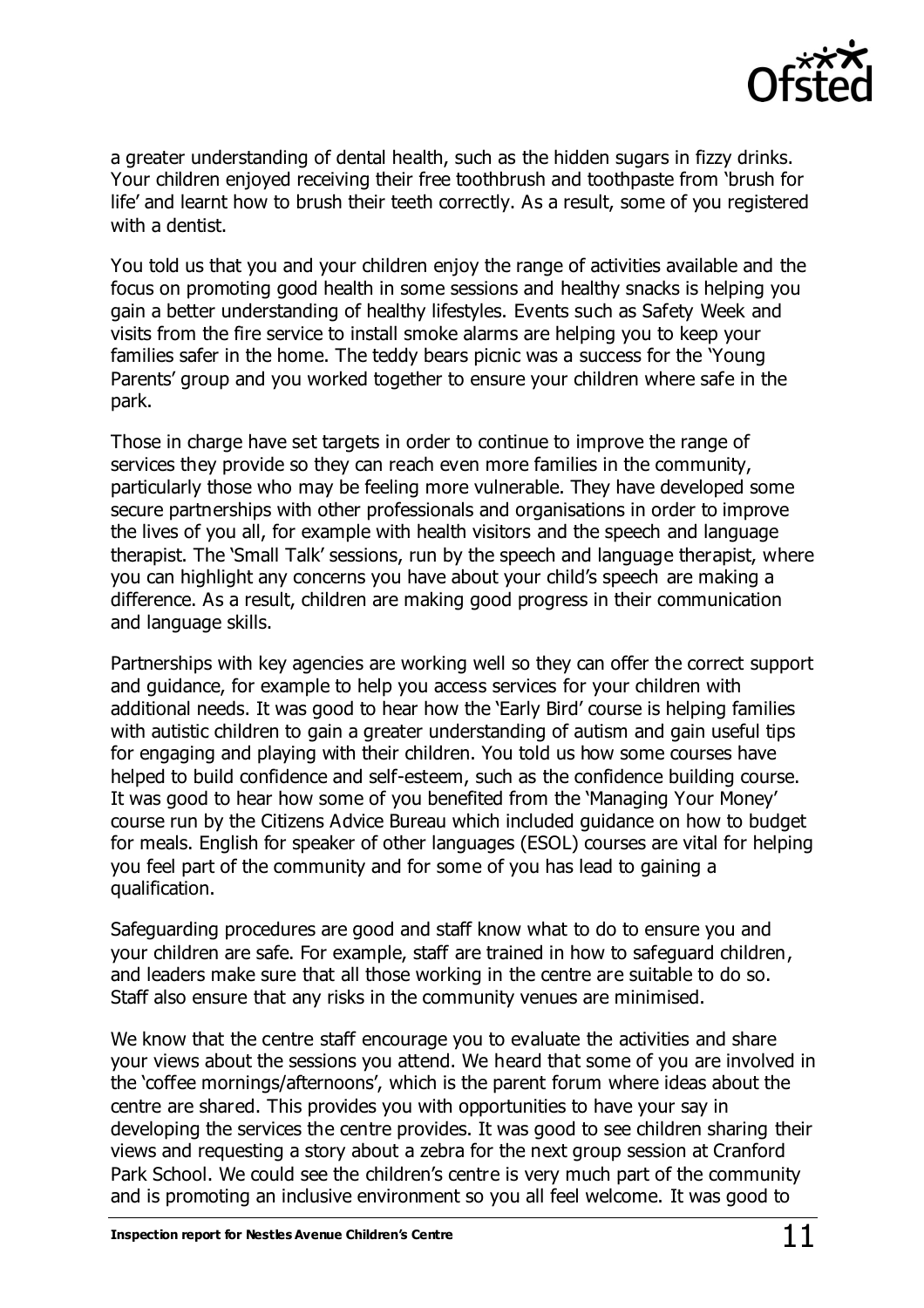a greater understanding of dental health, such as the hidden sugars in fizzy drinks. Your children enjoyed receiving their free toothbrush and toothpaste from 'brush for life' and learnt how to brush their teeth correctly. As a result, some of you registered with a dentist.

You told us that you and your children enjoy the range of activities available and the focus on promoting good health in some sessions and healthy snacks is helping you gain a better understanding of healthy lifestyles. Events such as Safety Week and visits from the fire service to install smoke alarms are helping you to keep your families safer in the home. The teddy bears picnic was a success for the 'Young Parents' group and you worked together to ensure your children where safe in the park.

Those in charge have set targets in order to continue to improve the range of services they provide so they can reach even more families in the community, particularly those who may be feeling more vulnerable. They have developed some secure partnerships with other professionals and organisations in order to improve the lives of you all, for example with health visitors and the speech and language therapist. The 'Small Talk' sessions, run by the speech and language therapist, where you can highlight any concerns you have about your child's speech are making a difference. As a result, children are making good progress in their communication and language skills.

Partnerships with key agencies are working well so they can offer the correct support and guidance, for example to help you access services for your children with additional needs. It was good to hear how the 'Early Bird' course is helping families with autistic children to gain a greater understanding of autism and gain useful tips for engaging and playing with their children. You told us how some courses have helped to build confidence and self-esteem, such as the confidence building course. It was good to hear how some of you benefited from the 'Managing Your Money' course run by the Citizens Advice Bureau which included guidance on how to budget for meals. English for speaker of other languages (ESOL) courses are vital for helping you feel part of the community and for some of you has lead to gaining a qualification.

Safeguarding procedures are good and staff know what to do to ensure you and your children are safe. For example, staff are trained in how to safeguard children, and leaders make sure that all those working in the centre are suitable to do so. Staff also ensure that any risks in the community venues are minimised.

We know that the centre staff encourage you to evaluate the activities and share your views about the sessions you attend. We heard that some of you are involved in the 'coffee mornings/afternoons', which is the parent forum where ideas about the centre are shared. This provides you with opportunities to have your say in developing the services the centre provides. It was good to see children sharing their views and requesting a story about a zebra for the next group session at Cranford Park School. We could see the children's centre is very much part of the community and is promoting an inclusive environment so you all feel welcome. It was good to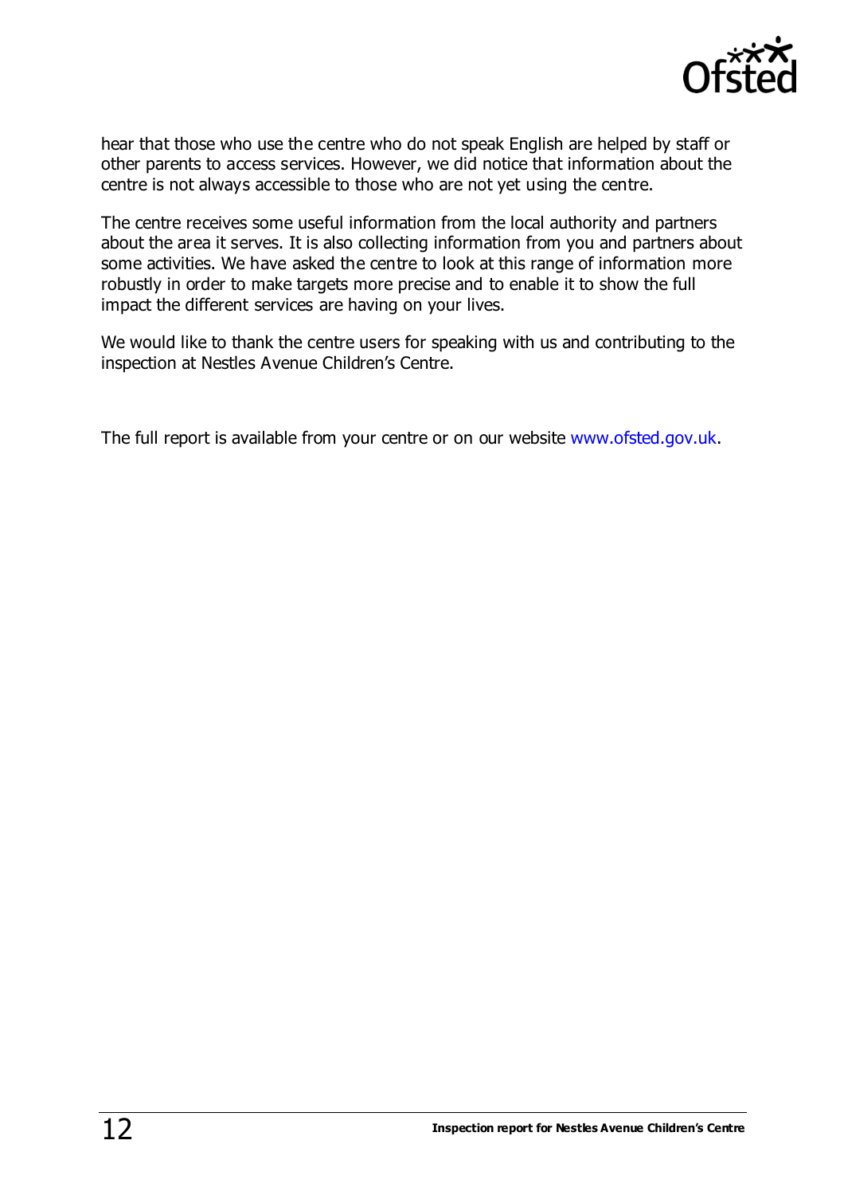hear that those who use the centre who do not speak English are helped by staff or other parents to access services. However, we did notice that information about the centre is not always accessible to those who are not yet using the centre.

The centre receives some useful information from the local authority and partners about the area it serves. It is also collecting information from you and partners about some activities. We have asked the centre to look at this range of information more robustly in order to make targets more precise and to enable it to show the full impact the different services are having on your lives.

We would like to thank the centre users for speaking with us and contributing to the inspection at Nestles Avenue Children's Centre.

The full report is available from your centre or on our website www.ofsted.gov.uk.